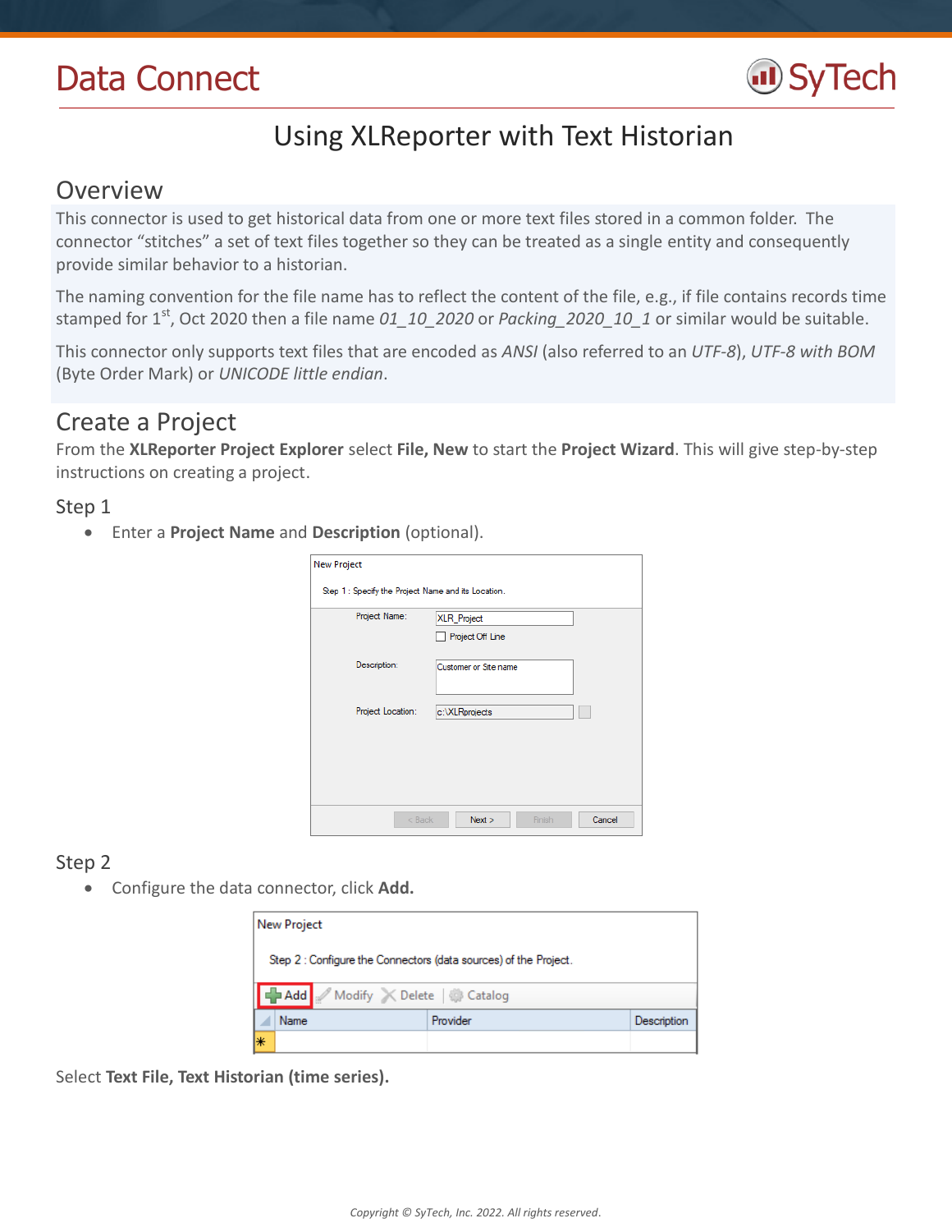# Data Connect

SyTech

## Using XLReporter with Text Historian

### Overview

This connector is used to get historical data from one or more text files stored in a common folder. The connector "stitches" a set of text files together so they can be treated as a single entity and consequently provide similar behavior to a historian.

The naming convention for the file name has to reflect the content of the file, e.g., if file contains records time stamped for 1st, Oct 2020 then a file name *01_10_2020* or *Packing_2020_10_1* or similar would be suitable.

This connector only supports text files that are encoded as *ANSI* (also referred to an *UTF-8*), *UTF-8 with BOM* (Byte Order Mark) or *UNICODE little endian*.

### Create a Project

From the **XLReporter Project Explorer** select **File, New** to start the **Project Wizard**. This will give step-by-step instructions on creating a project.

#### Step 1

- Enter a **Project Name** and **Description** (optional).

New Project

Step 1 : Specify the Project Name and its Location.

Project Name: XLR_Project

Project Off Line

Description: Customer or Site name

Project Location: c:\XLRprojects

< Back | Next > | Finish | Cancel

#### Step 2

- Configure the data connector, click **Add.**

New Project

Step 2 : Configure the Connectors (data sources) of the Project.

Add | Modify | Delete | Catalog

| Name | Provider | Description |
|---|---|---|
| | | |

Select **Text File, Text Historian (time series).**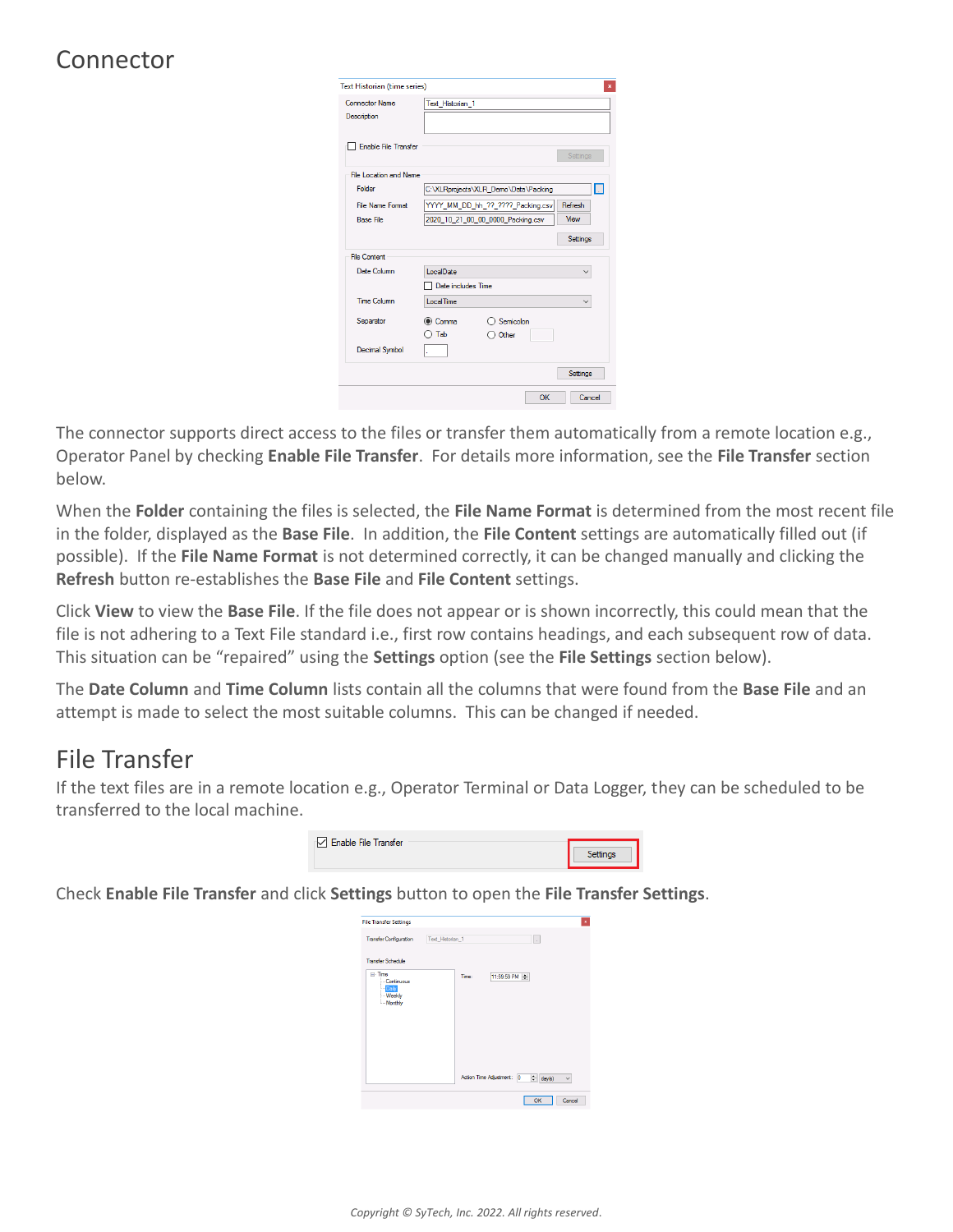## Connector

The connector supports direct access to the files or transfer them automatically from a remote location e.g., Operator Panel by checking **Enable File Transfer**. For details more information, see the **File Transfer** section below.

When the **Folder** containing the files is selected, the **File Name Format** is determined from the most recent file in the folder, displayed as the **Base File**. In addition, the **File Content** settings are automatically filled out (if possible). If the **File Name Format** is not determined correctly, it can be changed manually and clicking the **Refresh** button re-establishes the **Base File** and **File Content** settings.

Click **View** to view the **Base File**. If the file does not appear or is shown incorrectly, this could mean that the file is not adhering to a Text File standard i.e., first row contains headings, and each subsequent row of data. This situation can be "repaired" using the **Settings** option (see the **File Settings** section below).

The **Date Column** and **Time Column** lists contain all the columns that were found from the **Base File** and an attempt is made to select the most suitable columns. This can be changed if needed.

## File Transfer

If the text files are in a remote location e.g., Operator Terminal or Data Logger, they can be scheduled to be transferred to the local machine.

Check **Enable File Transfer** and click **Settings** button to open the **File Transfer Settings**.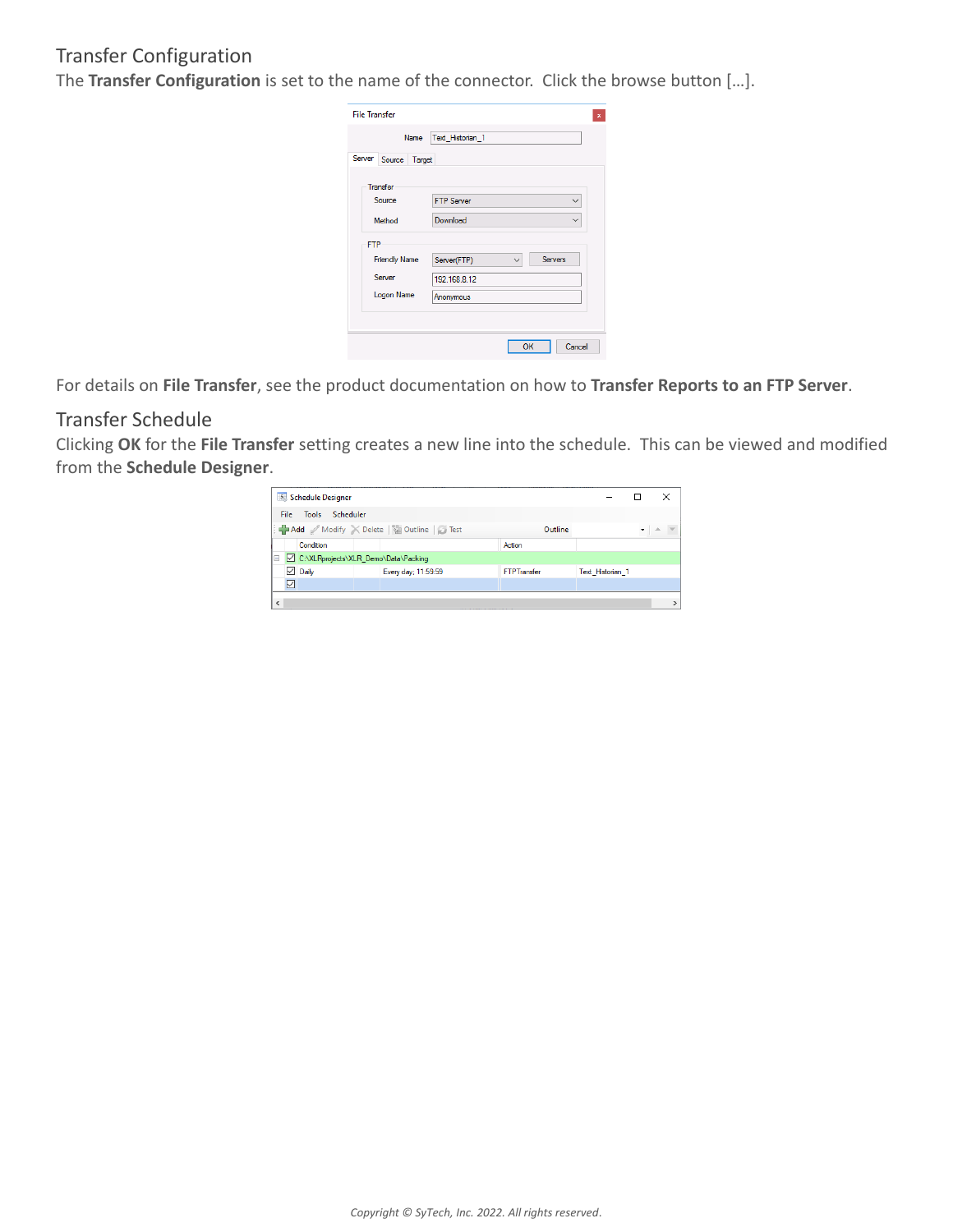## Transfer Configuration

The **Transfer Configuration** is set to the name of the connector. Click the browse button […].

For details on **File Transfer**, see the product documentation on how to **Transfer Reports to an FTP Server**.

## Transfer Schedule

Clicking **OK** for the **File Transfer** setting creates a new line into the schedule. This can be viewed and modified from the **Schedule Designer**.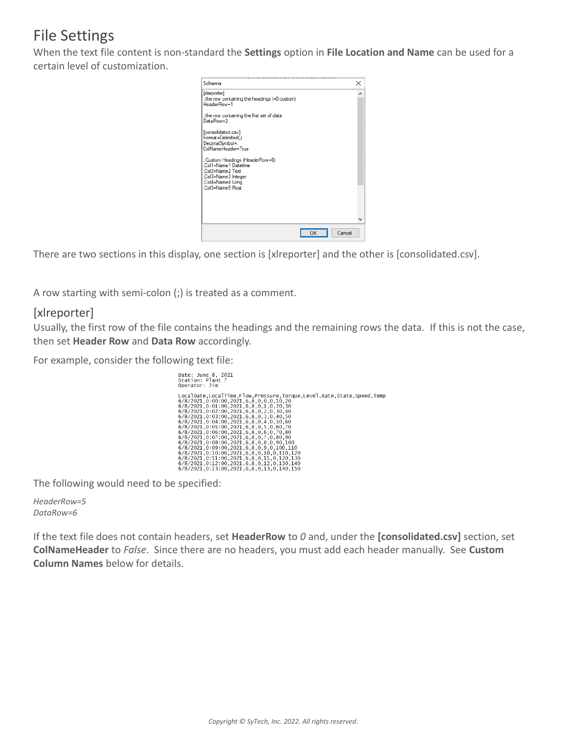# File Settings

When the text file content is non-standard the **Settings** option in **File Location and Name** can be used for a certain level of customization.

```
[xlreporter]
;the row containing the headings (=0 custom)
HeaderRow=1

;the row containing the first set of data
DataRow=2

[consolidated.csv]
Format=Delimited(,)
DecimalSymbol=.
ColNameHeader=True

;Custom Headings (HeaderRow=0)
;Col1=Name1 Datetime
;Col2=Name2 Text
;Col3=Name3 Integer
;Col4=Name4 Long
;Col5=Name5 Float
```

There are two sections in this display, one section is [xlreporter] and the other is [consolidated.csv].

A row starting with semi-colon (;) is treated as a comment.

## [xlreporter]

Usually, the first row of the file contains the headings and the remaining rows the data. If this is not the case, then set **Header Row** and **Data Row** accordingly.

For example, consider the following text file:

```
Date: June 8, 2021
Station: Plant 7
Operator: Jim

LocalDate,LocalTime,Flow,Pressure,Torque,Level,Rate,State,Speed,Temp
6/8/2021,0:00:00,2021,6,8,0,0,0,10,20
6/8/2021,0:01:00,2021,6,8,0,1,0,20,30
6/8/2021,0:02:00,2021,6,8,0,2,0,30,40
6/8/2021,0:03:00,2021,6,8,0,3,0,40,50
6/8/2021,0:04:00,2021,6,8,0,4,0,50,60
6/8/2021,0:05:00,2021,6,8,0,5,0,60,70
6/8/2021,0:06:00,2021,6,8,0,6,0,70,80
6/8/2021,0:07:00,2021,6,8,0,7,0,80,90
6/8/2021,0:08:00,2021,6,8,0,8,0,90,100
6/8/2021,0:09:00,2021,6,8,0,9,0,100,110
6/8/2021,0:10:00,2021,6,8,0,10,0,110,120
6/8/2021,0:11:00,2021,6,8,0,11,0,120,130
6/8/2021,0:12:00,2021,6,8,0,12,0,130,140
6/8/2021,0:13:00,2021,6,8,0,13,0,140,150
```

The following would need to be specified:

*HeaderRow=5*
*DataRow=6*

If the text file does not contain headers, set **HeaderRow** to *0* and, under the **[consolidated.csv]** section, set **ColNameHeader** to *False*. Since there are no headers, you must add each header manually. See **Custom Column Names** below for details.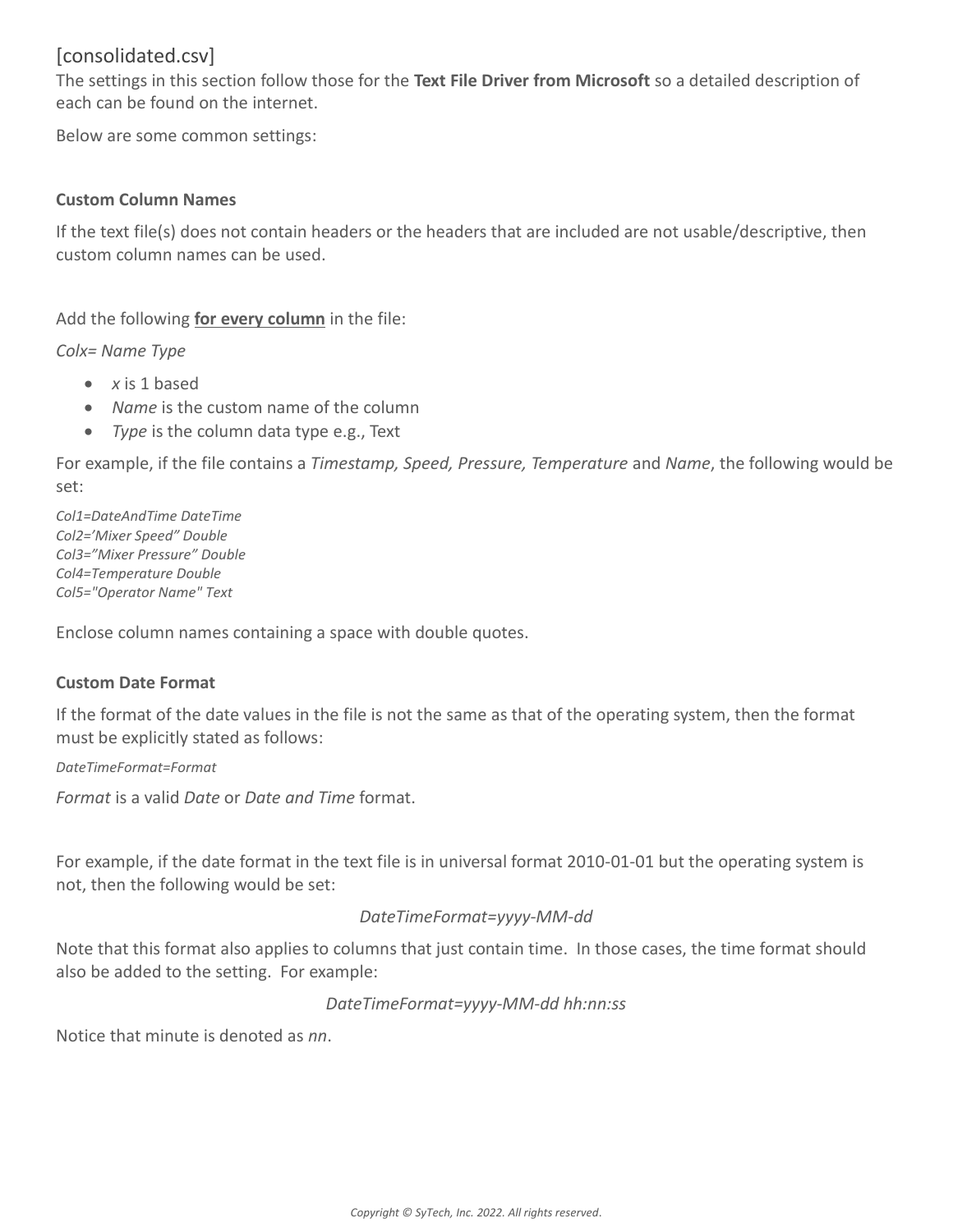# [consolidated.csv]

The settings in this section follow those for the **Text File Driver from Microsoft** so a detailed description of each can be found on the internet.

Below are some common settings:

### Custom Column Names

If the text file(s) does not contain headers or the headers that are included are not usable/descriptive, then custom column names can be used.

Add the following **for every column** in the file:

*Colx= Name Type*

- *x* is 1 based
- *Name* is the custom name of the column
- *Type* is the column data type e.g., Text

For example, if the file contains a *Timestamp, Speed, Pressure, Temperature* and *Name*, the following would be set:

```
Col1=DateAndTime DateTime
Col2=’Mixer Speed” Double
Col3=”Mixer Pressure” Double
Col4=Temperature Double
Col5="Operator Name" Text
```

Enclose column names containing a space with double quotes.

### Custom Date Format

If the format of the date values in the file is not the same as that of the operating system, then the format must be explicitly stated as follows:

*DateTimeFormat=Format*

*Format* is a valid *Date* or *Date and Time* format.

For example, if the date format in the text file is in universal format 2010-01-01 but the operating system is not, then the following would be set:

*DateTimeFormat=yyyy-MM-dd*

Note that this format also applies to columns that just contain time. In those cases, the time format should also be added to the setting. For example:

*DateTimeFormat=yyyy-MM-dd hh:nn:ss*

Notice that minute is denoted as *nn*.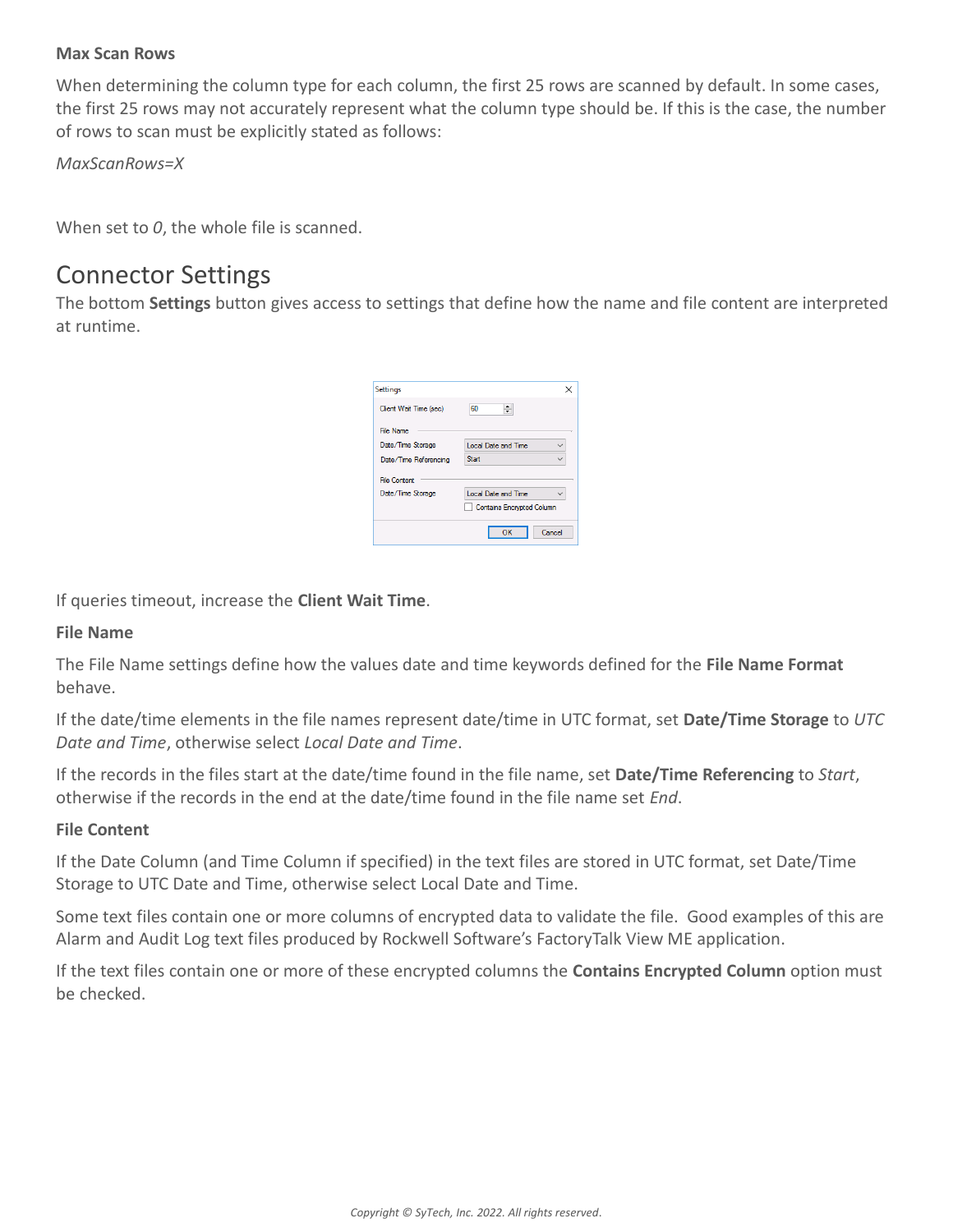**Max Scan Rows**

When determining the column type for each column, the first 25 rows are scanned by default. In some cases, the first 25 rows may not accurately represent what the column type should be. If this is the case, the number of rows to scan must be explicitly stated as follows:

*MaxScanRows=X*

When set to *0*, the whole file is scanned.

# Connector Settings

The bottom **Settings** button gives access to settings that define how the name and file content are interpreted at runtime.

If queries timeout, increase the **Client Wait Time**.

**File Name**

The File Name settings define how the values date and time keywords defined for the **File Name Format** behave.

If the date/time elements in the file names represent date/time in UTC format, set **Date/Time Storage** to *UTC Date and Time*, otherwise select *Local Date and Time*.

If the records in the files start at the date/time found in the file name, set **Date/Time Referencing** to *Start*, otherwise if the records in the end at the date/time found in the file name set *End*.

**File Content**

If the Date Column (and Time Column if specified) in the text files are stored in UTC format, set Date/Time Storage to UTC Date and Time, otherwise select Local Date and Time.

Some text files contain one or more columns of encrypted data to validate the file. Good examples of this are Alarm and Audit Log text files produced by Rockwell Software's FactoryTalk View ME application.

If the text files contain one or more of these encrypted columns the **Contains Encrypted Column** option must be checked.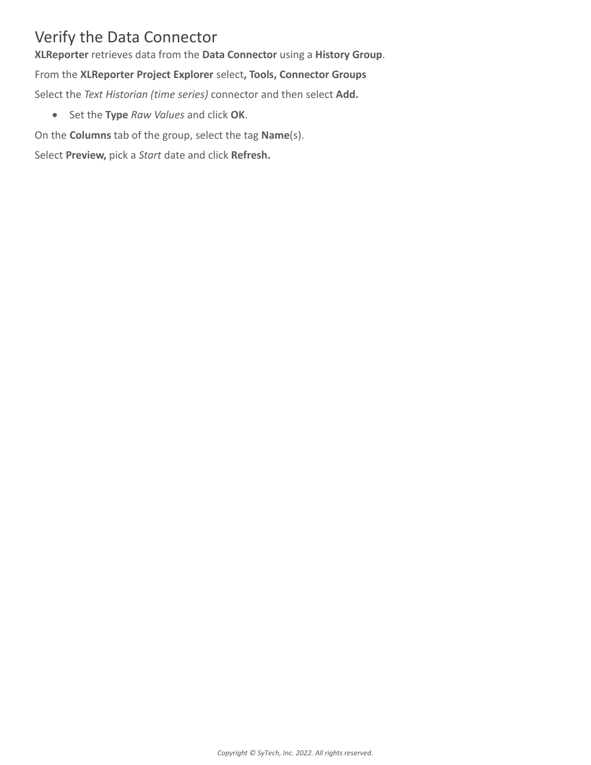# Verify the Data Connector

**XLReporter** retrieves data from the **Data Connector** using a **History Group**.

From the **XLReporter Project Explorer** select**, Tools, Connector Groups**

Select the *Text Historian (time series)* connector and then select **Add.**

- Set the **Type** *Raw Values* and click **OK**.

On the **Columns** tab of the group, select the tag **Name**(s).

Select **Preview,** pick a *Start* date and click **Refresh.**